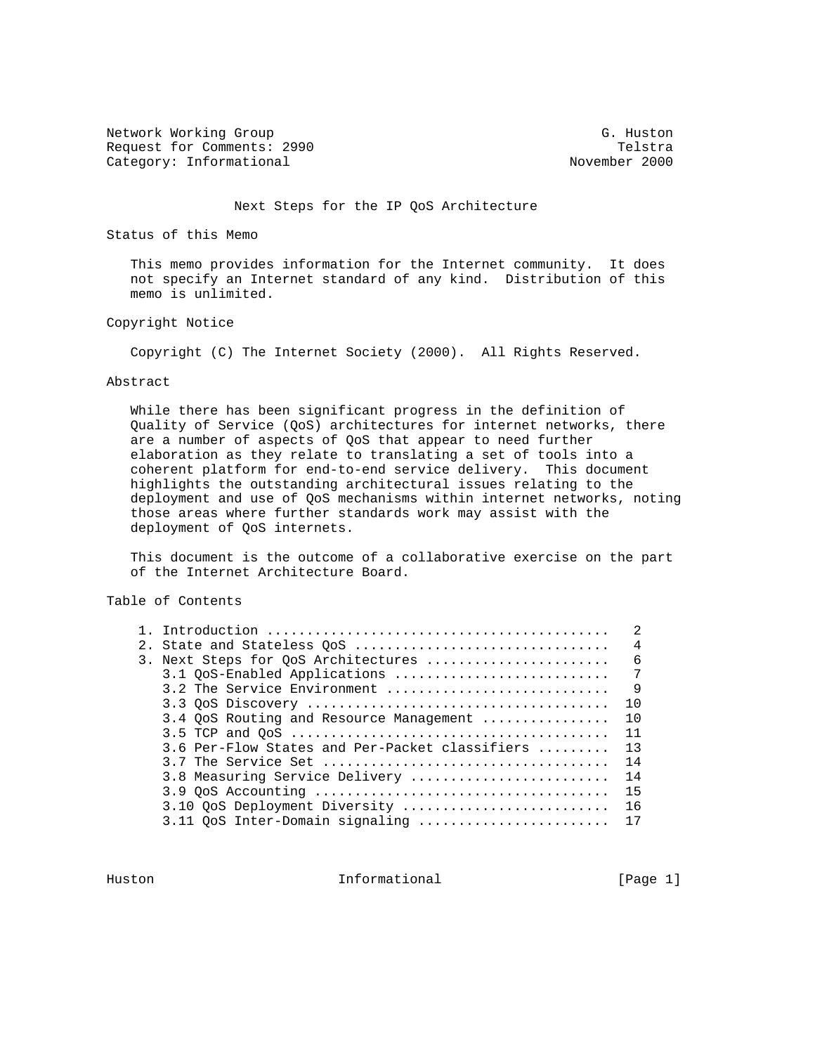Network Working Group G. Huston
Request for Comments: 2990 Telstra
Category: Informational November 2000

# Next Steps for the IP QoS Architecture

## Status of this Memo

This memo provides information for the Internet community. It does not specify an Internet standard of any kind. Distribution of this memo is unlimited.

## Copyright Notice

Copyright (C) The Internet Society (2000). All Rights Reserved.

## Abstract

While there has been significant progress in the definition of Quality of Service (QoS) architectures for internet networks, there are a number of aspects of QoS that appear to need further elaboration as they relate to translating a set of tools into a coherent platform for end-to-end service delivery. This document highlights the outstanding architectural issues relating to the deployment and use of QoS mechanisms within internet networks, noting those areas where further standards work may assist with the deployment of QoS internets.

This document is the outcome of a collaborative exercise on the part of the Internet Architecture Board.

## Table of Contents

```
   1. Introduction ..........................................   2
   2. State and Stateless QoS ...............................   4
   3. Next Steps for QoS Architectures ......................   6
      3.1 QoS-Enabled Applications ..........................   7
      3.2 The Service Environment ...........................   9
      3.3 QoS Discovery .....................................  10
      3.4 QoS Routing and Resource Management ...............  10
      3.5 TCP and QoS .......................................  11
      3.6 Per-Flow States and Per-Packet classifiers ........  13
      3.7 The Service Set ...................................  14
      3.8 Measuring Service Delivery ........................  14
      3.9 QoS Accounting ....................................  15
      3.10 QoS Deployment Diversity .........................  16
      3.11 QoS Inter-Domain signaling .......................  17
```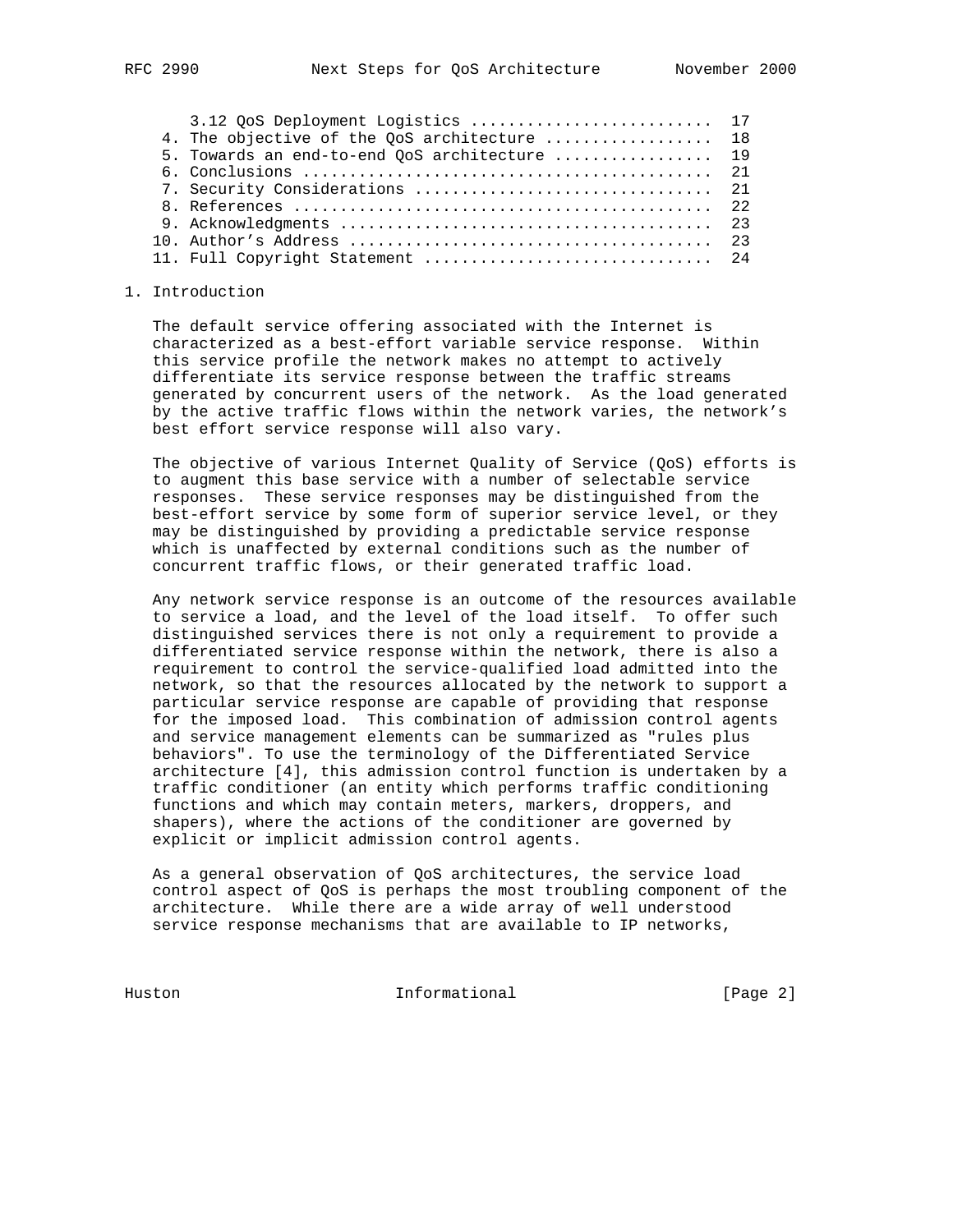3.12 QoS Deployment Logistics ......................... 17
4. The objective of the QoS architecture ................. 18
5. Towards an end-to-end QoS architecture ................ 19
6. Conclusions ........................................... 21
7. Security Considerations ............................... 21
8. References ............................................ 22
9. Acknowledgments ....................................... 23
10. Author's Address ..................................... 23
11. Full Copyright Statement ............................. 24

## 1. Introduction

The default service offering associated with the Internet is characterized as a best-effort variable service response. Within this service profile the network makes no attempt to actively differentiate its service response between the traffic streams generated by concurrent users of the network. As the load generated by the active traffic flows within the network varies, the network's best effort service response will also vary.

The objective of various Internet Quality of Service (QoS) efforts is to augment this base service with a number of selectable service responses. These service responses may be distinguished from the best-effort service by some form of superior service level, or they may be distinguished by providing a predictable service response which is unaffected by external conditions such as the number of concurrent traffic flows, or their generated traffic load.

Any network service response is an outcome of the resources available to service a load, and the level of the load itself. To offer such distinguished services there is not only a requirement to provide a differentiated service response within the network, there is also a requirement to control the service-qualified load admitted into the network, so that the resources allocated by the network to support a particular service response are capable of providing that response for the imposed load. This combination of admission control agents and service management elements can be summarized as "rules plus behaviors". To use the terminology of the Differentiated Service architecture [4], this admission control function is undertaken by a traffic conditioner (an entity which performs traffic conditioning functions and which may contain meters, markers, droppers, and shapers), where the actions of the conditioner are governed by explicit or implicit admission control agents.

As a general observation of QoS architectures, the service load control aspect of QoS is perhaps the most troubling component of the architecture. While there are a wide array of well understood service response mechanisms that are available to IP networks,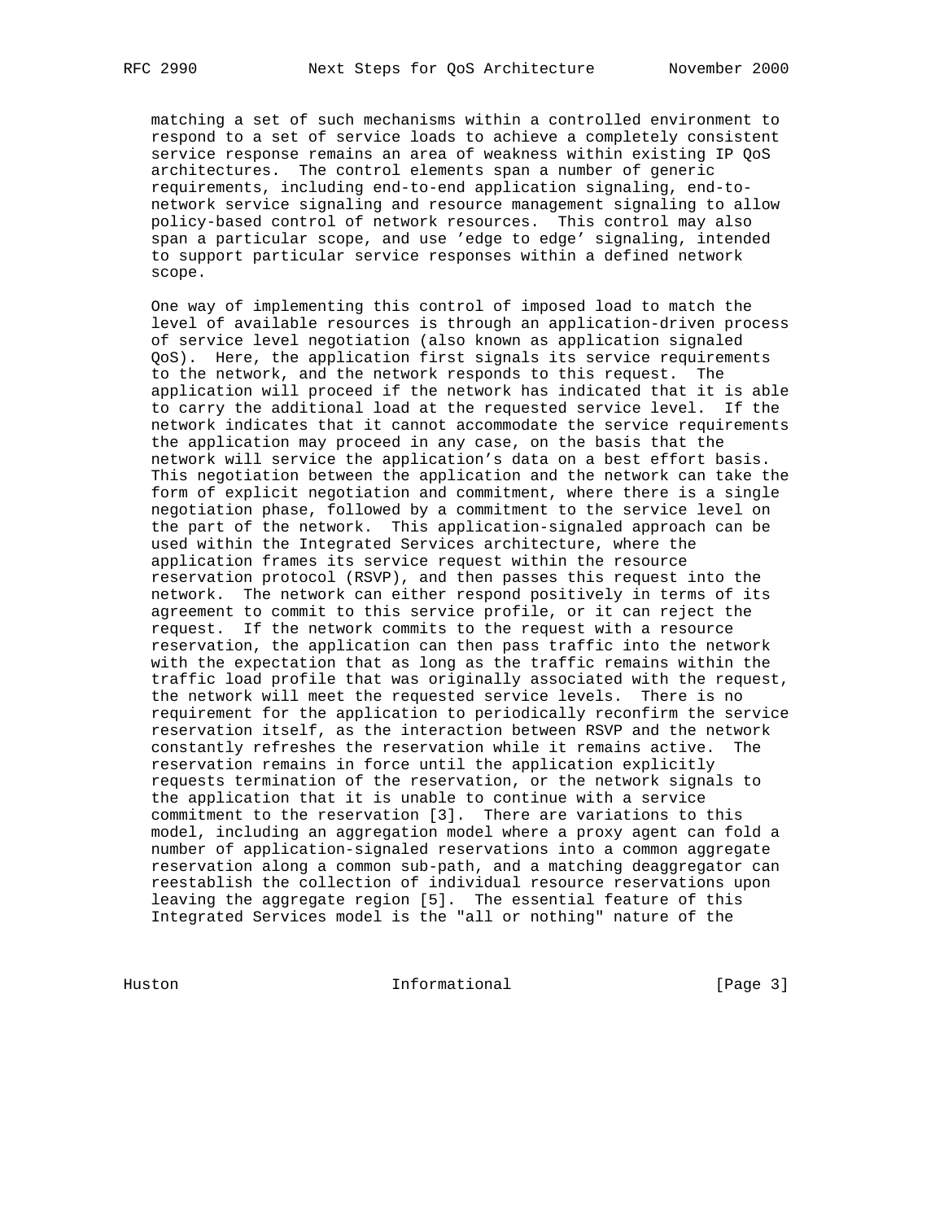matching a set of such mechanisms within a controlled environment to respond to a set of service loads to achieve a completely consistent service response remains an area of weakness within existing IP QoS architectures. The control elements span a number of generic requirements, including end-to-end application signaling, end-to-network service signaling and resource management signaling to allow policy-based control of network resources. This control may also span a particular scope, and use 'edge to edge' signaling, intended to support particular service responses within a defined network scope.

One way of implementing this control of imposed load to match the level of available resources is through an application-driven process of service level negotiation (also known as application signaled QoS). Here, the application first signals its service requirements to the network, and the network responds to this request. The application will proceed if the network has indicated that it is able to carry the additional load at the requested service level. If the network indicates that it cannot accommodate the service requirements the application may proceed in any case, on the basis that the network will service the application's data on a best effort basis. This negotiation between the application and the network can take the form of explicit negotiation and commitment, where there is a single negotiation phase, followed by a commitment to the service level on the part of the network. This application-signaled approach can be used within the Integrated Services architecture, where the application frames its service request within the resource reservation protocol (RSVP), and then passes this request into the network. The network can either respond positively in terms of its agreement to commit to this service profile, or it can reject the request. If the network commits to the request with a resource reservation, the application can then pass traffic into the network with the expectation that as long as the traffic remains within the traffic load profile that was originally associated with the request, the network will meet the requested service levels. There is no requirement for the application to periodically reconfirm the service reservation itself, as the interaction between RSVP and the network constantly refreshes the reservation while it remains active. The reservation remains in force until the application explicitly requests termination of the reservation, or the network signals to the application that it is unable to continue with a service commitment to the reservation [3]. There are variations to this model, including an aggregation model where a proxy agent can fold a number of application-signaled reservations into a common aggregate reservation along a common sub-path, and a matching deaggregator can reestablish the collection of individual resource reservations upon leaving the aggregate region [5]. The essential feature of this Integrated Services model is the "all or nothing" nature of the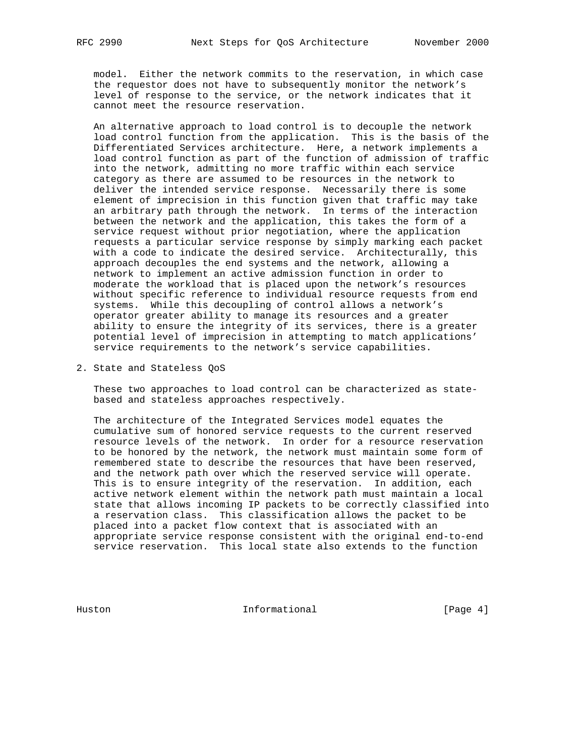model. Either the network commits to the reservation, in which case the requestor does not have to subsequently monitor the network's level of response to the service, or the network indicates that it cannot meet the resource reservation.

An alternative approach to load control is to decouple the network load control function from the application. This is the basis of the Differentiated Services architecture. Here, a network implements a load control function as part of the function of admission of traffic into the network, admitting no more traffic within each service category as there are assumed to be resources in the network to deliver the intended service response. Necessarily there is some element of imprecision in this function given that traffic may take an arbitrary path through the network. In terms of the interaction between the network and the application, this takes the form of a service request without prior negotiation, where the application requests a particular service response by simply marking each packet with a code to indicate the desired service. Architecturally, this approach decouples the end systems and the network, allowing a network to implement an active admission function in order to moderate the workload that is placed upon the network's resources without specific reference to individual resource requests from end systems. While this decoupling of control allows a network's operator greater ability to manage its resources and a greater ability to ensure the integrity of its services, there is a greater potential level of imprecision in attempting to match applications' service requirements to the network's service capabilities.

## 2. State and Stateless QoS

These two approaches to load control can be characterized as state-based and stateless approaches respectively.

The architecture of the Integrated Services model equates the cumulative sum of honored service requests to the current reserved resource levels of the network. In order for a resource reservation to be honored by the network, the network must maintain some form of remembered state to describe the resources that have been reserved, and the network path over which the reserved service will operate. This is to ensure integrity of the reservation. In addition, each active network element within the network path must maintain a local state that allows incoming IP packets to be correctly classified into a reservation class. This classification allows the packet to be placed into a packet flow context that is associated with an appropriate service response consistent with the original end-to-end service reservation. This local state also extends to the function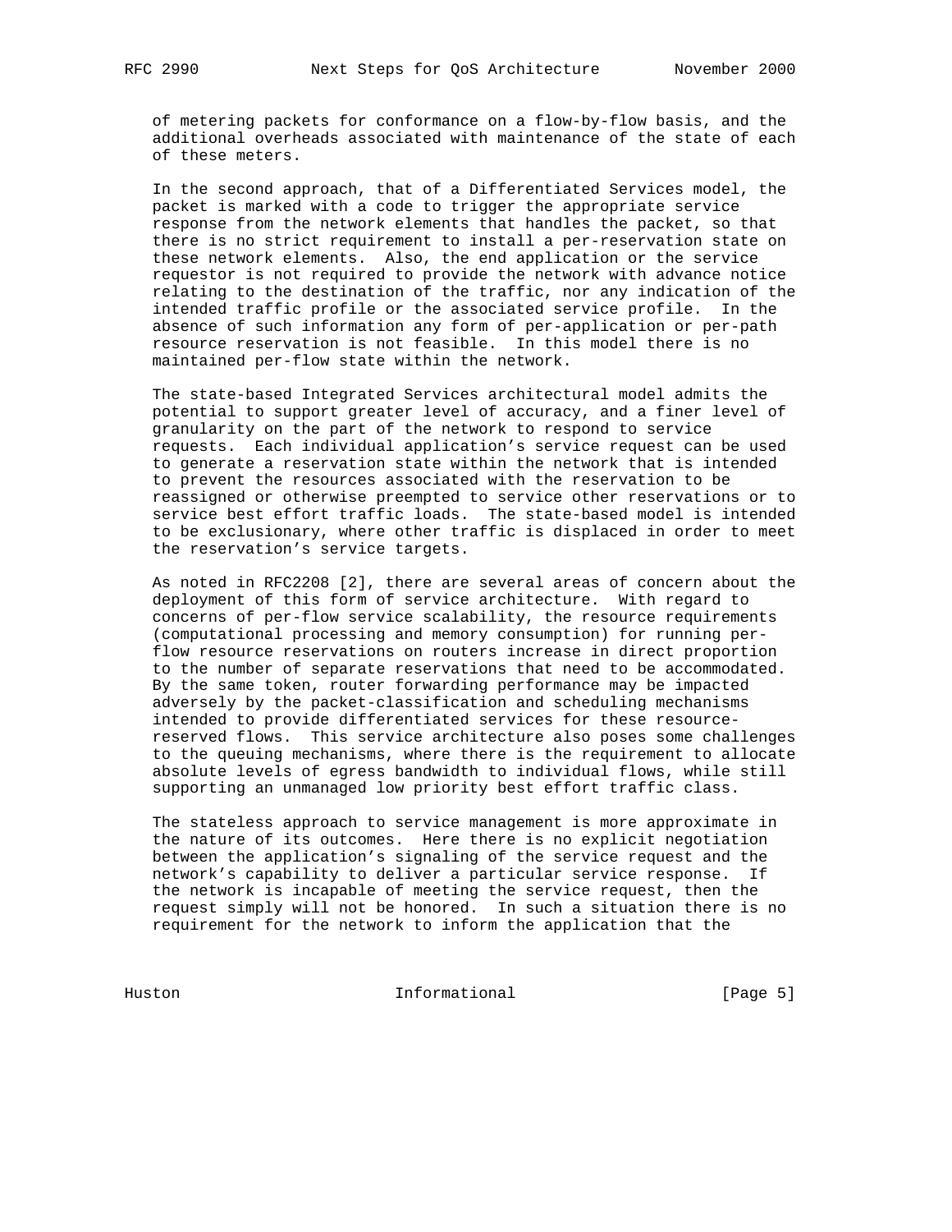of metering packets for conformance on a flow-by-flow basis, and the additional overheads associated with maintenance of the state of each of these meters.

In the second approach, that of a Differentiated Services model, the packet is marked with a code to trigger the appropriate service response from the network elements that handles the packet, so that there is no strict requirement to install a per-reservation state on these network elements. Also, the end application or the service requestor is not required to provide the network with advance notice relating to the destination of the traffic, nor any indication of the intended traffic profile or the associated service profile. In the absence of such information any form of per-application or per-path resource reservation is not feasible. In this model there is no maintained per-flow state within the network.

The state-based Integrated Services architectural model admits the potential to support greater level of accuracy, and a finer level of granularity on the part of the network to respond to service requests. Each individual application's service request can be used to generate a reservation state within the network that is intended to prevent the resources associated with the reservation to be reassigned or otherwise preempted to service other reservations or to service best effort traffic loads. The state-based model is intended to be exclusionary, where other traffic is displaced in order to meet the reservation's service targets.

As noted in RFC2208 [2], there are several areas of concern about the deployment of this form of service architecture. With regard to concerns of per-flow service scalability, the resource requirements (computational processing and memory consumption) for running per-flow resource reservations on routers increase in direct proportion to the number of separate reservations that need to be accommodated. By the same token, router forwarding performance may be impacted adversely by the packet-classification and scheduling mechanisms intended to provide differentiated services for these resource-reserved flows. This service architecture also poses some challenges to the queuing mechanisms, where there is the requirement to allocate absolute levels of egress bandwidth to individual flows, while still supporting an unmanaged low priority best effort traffic class.

The stateless approach to service management is more approximate in the nature of its outcomes. Here there is no explicit negotiation between the application's signaling of the service request and the network's capability to deliver a particular service response. If the network is incapable of meeting the service request, then the request simply will not be honored. In such a situation there is no requirement for the network to inform the application that the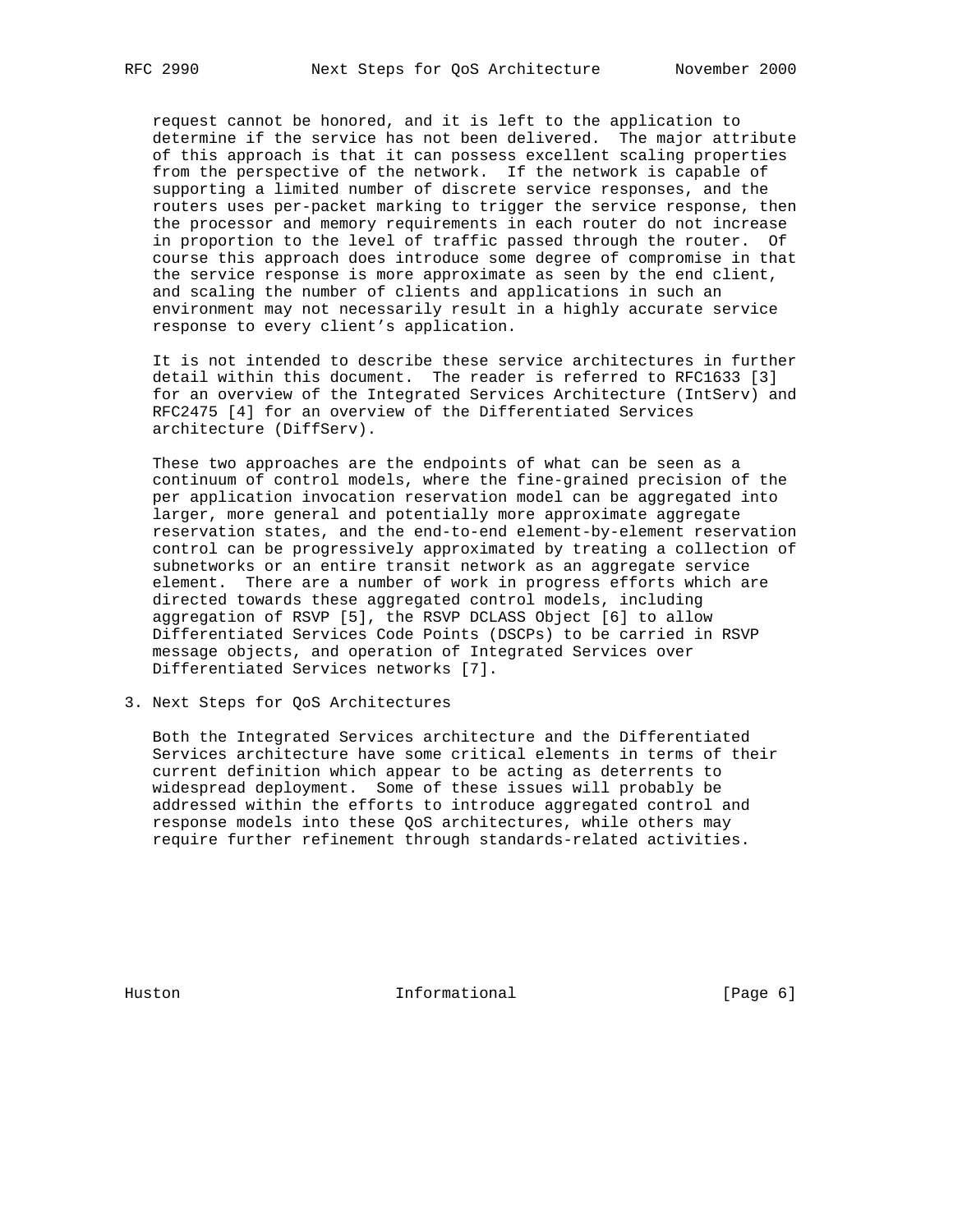request cannot be honored, and it is left to the application to determine if the service has not been delivered. The major attribute of this approach is that it can possess excellent scaling properties from the perspective of the network. If the network is capable of supporting a limited number of discrete service responses, and the routers uses per-packet marking to trigger the service response, then the processor and memory requirements in each router do not increase in proportion to the level of traffic passed through the router. Of course this approach does introduce some degree of compromise in that the service response is more approximate as seen by the end client, and scaling the number of clients and applications in such an environment may not necessarily result in a highly accurate service response to every client's application.

It is not intended to describe these service architectures in further detail within this document. The reader is referred to RFC1633 [3] for an overview of the Integrated Services Architecture (IntServ) and RFC2475 [4] for an overview of the Differentiated Services architecture (DiffServ).

These two approaches are the endpoints of what can be seen as a continuum of control models, where the fine-grained precision of the per application invocation reservation model can be aggregated into larger, more general and potentially more approximate aggregate reservation states, and the end-to-end element-by-element reservation control can be progressively approximated by treating a collection of subnetworks or an entire transit network as an aggregate service element. There are a number of work in progress efforts which are directed towards these aggregated control models, including aggregation of RSVP [5], the RSVP DCLASS Object [6] to allow Differentiated Services Code Points (DSCPs) to be carried in RSVP message objects, and operation of Integrated Services over Differentiated Services networks [7].

## 3. Next Steps for QoS Architectures

Both the Integrated Services architecture and the Differentiated Services architecture have some critical elements in terms of their current definition which appear to be acting as deterrents to widespread deployment. Some of these issues will probably be addressed within the efforts to introduce aggregated control and response models into these QoS architectures, while others may require further refinement through standards-related activities.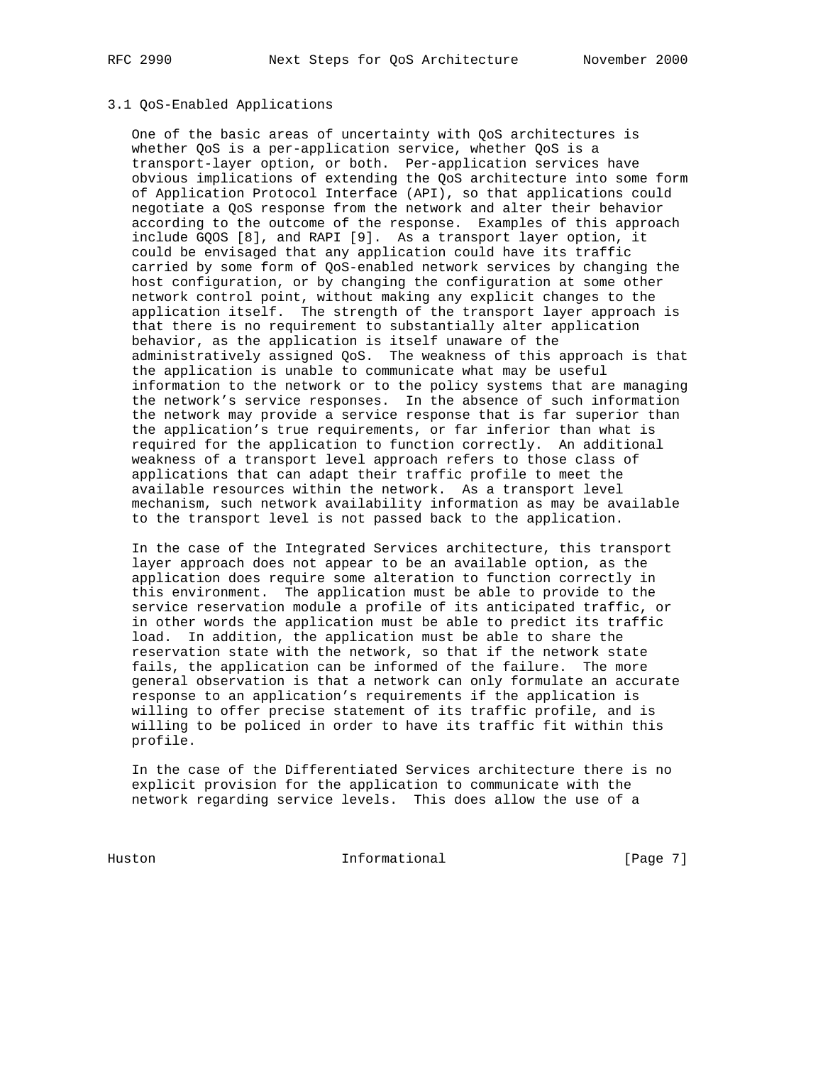### 3.1 QoS-Enabled Applications

One of the basic areas of uncertainty with QoS architectures is whether QoS is a per-application service, whether QoS is a transport-layer option, or both. Per-application services have obvious implications of extending the QoS architecture into some form of Application Protocol Interface (API), so that applications could negotiate a QoS response from the network and alter their behavior according to the outcome of the response. Examples of this approach include GQOS [8], and RAPI [9]. As a transport layer option, it could be envisaged that any application could have its traffic carried by some form of QoS-enabled network services by changing the host configuration, or by changing the configuration at some other network control point, without making any explicit changes to the application itself. The strength of the transport layer approach is that there is no requirement to substantially alter application behavior, as the application is itself unaware of the administratively assigned QoS. The weakness of this approach is that the application is unable to communicate what may be useful information to the network or to the policy systems that are managing the network's service responses. In the absence of such information the network may provide a service response that is far superior than the application's true requirements, or far inferior than what is required for the application to function correctly. An additional weakness of a transport level approach refers to those class of applications that can adapt their traffic profile to meet the available resources within the network. As a transport level mechanism, such network availability information as may be available to the transport level is not passed back to the application.

In the case of the Integrated Services architecture, this transport layer approach does not appear to be an available option, as the application does require some alteration to function correctly in this environment. The application must be able to provide to the service reservation module a profile of its anticipated traffic, or in other words the application must be able to predict its traffic load. In addition, the application must be able to share the reservation state with the network, so that if the network state fails, the application can be informed of the failure. The more general observation is that a network can only formulate an accurate response to an application's requirements if the application is willing to offer precise statement of its traffic profile, and is willing to be policed in order to have its traffic fit within this profile.

In the case of the Differentiated Services architecture there is no explicit provision for the application to communicate with the network regarding service levels. This does allow the use of a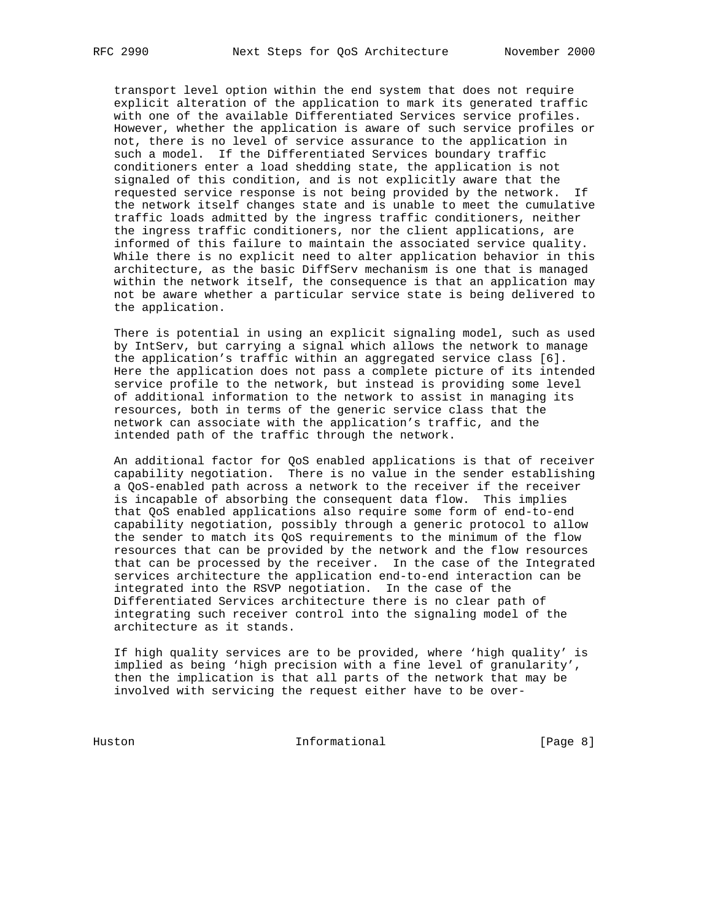transport level option within the end system that does not require explicit alteration of the application to mark its generated traffic with one of the available Differentiated Services service profiles. However, whether the application is aware of such service profiles or not, there is no level of service assurance to the application in such a model. If the Differentiated Services boundary traffic conditioners enter a load shedding state, the application is not signaled of this condition, and is not explicitly aware that the requested service response is not being provided by the network. If the network itself changes state and is unable to meet the cumulative traffic loads admitted by the ingress traffic conditioners, neither the ingress traffic conditioners, nor the client applications, are informed of this failure to maintain the associated service quality. While there is no explicit need to alter application behavior in this architecture, as the basic DiffServ mechanism is one that is managed within the network itself, the consequence is that an application may not be aware whether a particular service state is being delivered to the application.

There is potential in using an explicit signaling model, such as used by IntServ, but carrying a signal which allows the network to manage the application's traffic within an aggregated service class [6]. Here the application does not pass a complete picture of its intended service profile to the network, but instead is providing some level of additional information to the network to assist in managing its resources, both in terms of the generic service class that the network can associate with the application's traffic, and the intended path of the traffic through the network.

An additional factor for QoS enabled applications is that of receiver capability negotiation. There is no value in the sender establishing a QoS-enabled path across a network to the receiver if the receiver is incapable of absorbing the consequent data flow. This implies that QoS enabled applications also require some form of end-to-end capability negotiation, possibly through a generic protocol to allow the sender to match its QoS requirements to the minimum of the flow resources that can be provided by the network and the flow resources that can be processed by the receiver. In the case of the Integrated services architecture the application end-to-end interaction can be integrated into the RSVP negotiation. In the case of the Differentiated Services architecture there is no clear path of integrating such receiver control into the signaling model of the architecture as it stands.

If high quality services are to be provided, where 'high quality' is implied as being 'high precision with a fine level of granularity', then the implication is that all parts of the network that may be involved with servicing the request either have to be over-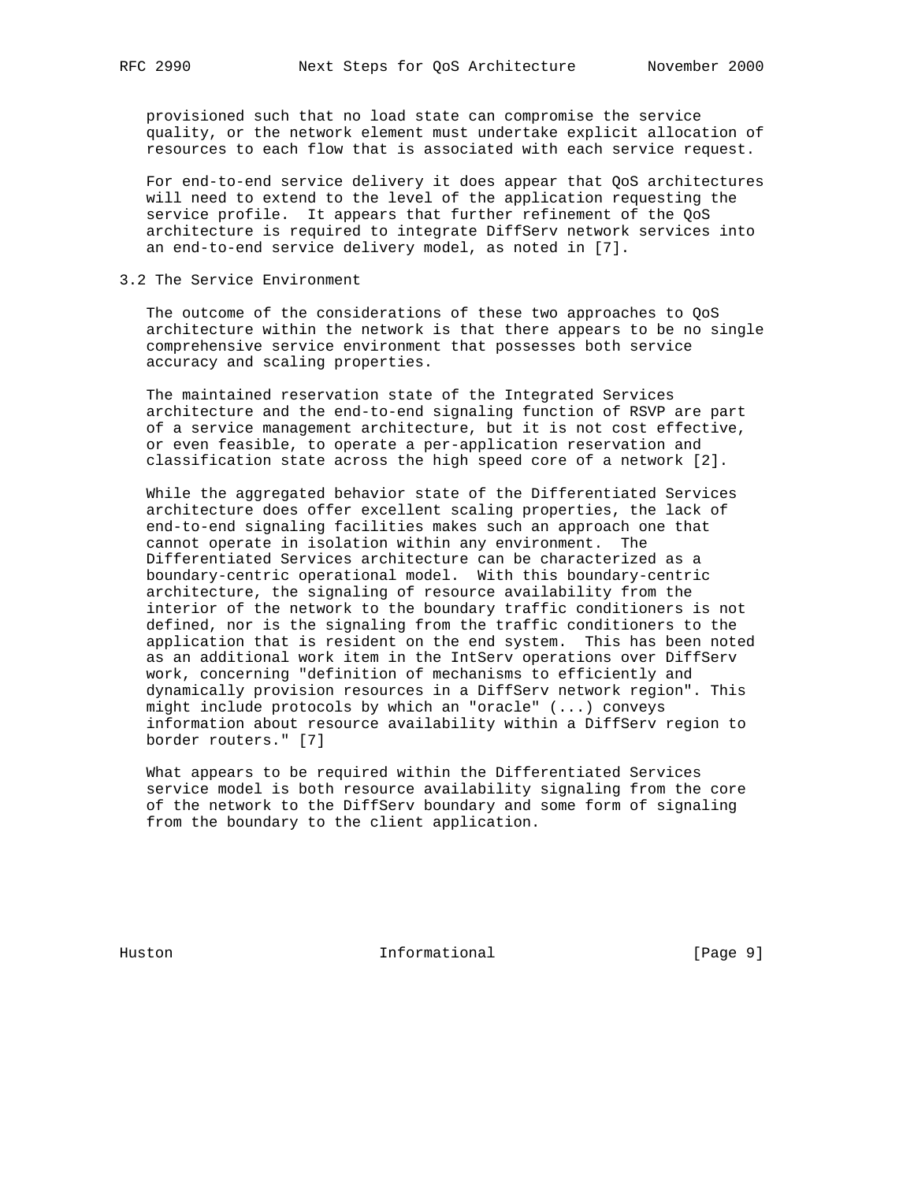provisioned such that no load state can compromise the service quality, or the network element must undertake explicit allocation of resources to each flow that is associated with each service request.

For end-to-end service delivery it does appear that QoS architectures will need to extend to the level of the application requesting the service profile. It appears that further refinement of the QoS architecture is required to integrate DiffServ network services into an end-to-end service delivery model, as noted in [7].

### 3.2 The Service Environment

The outcome of the considerations of these two approaches to QoS architecture within the network is that there appears to be no single comprehensive service environment that possesses both service accuracy and scaling properties.

The maintained reservation state of the Integrated Services architecture and the end-to-end signaling function of RSVP are part of a service management architecture, but it is not cost effective, or even feasible, to operate a per-application reservation and classification state across the high speed core of a network [2].

While the aggregated behavior state of the Differentiated Services architecture does offer excellent scaling properties, the lack of end-to-end signaling facilities makes such an approach one that cannot operate in isolation within any environment. The Differentiated Services architecture can be characterized as a boundary-centric operational model. With this boundary-centric architecture, the signaling of resource availability from the interior of the network to the boundary traffic conditioners is not defined, nor is the signaling from the traffic conditioners to the application that is resident on the end system. This has been noted as an additional work item in the IntServ operations over DiffServ work, concerning "definition of mechanisms to efficiently and dynamically provision resources in a DiffServ network region". This might include protocols by which an "oracle" (...) conveys information about resource availability within a DiffServ region to border routers." [7]

What appears to be required within the Differentiated Services service model is both resource availability signaling from the core of the network to the DiffServ boundary and some form of signaling from the boundary to the client application.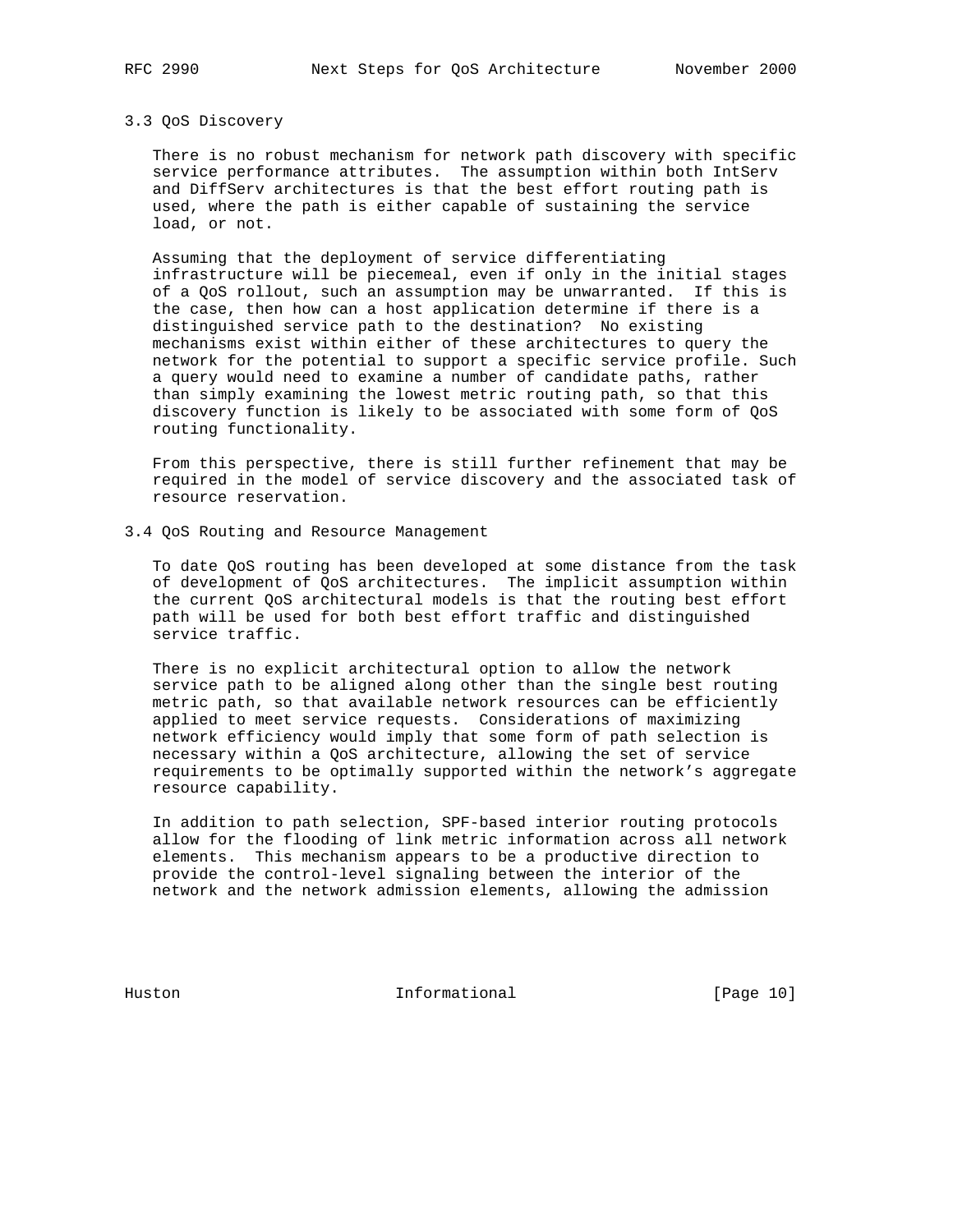### 3.3 QoS Discovery

There is no robust mechanism for network path discovery with specific service performance attributes. The assumption within both IntServ and DiffServ architectures is that the best effort routing path is used, where the path is either capable of sustaining the service load, or not.

Assuming that the deployment of service differentiating infrastructure will be piecemeal, even if only in the initial stages of a QoS rollout, such an assumption may be unwarranted. If this is the case, then how can a host application determine if there is a distinguished service path to the destination? No existing mechanisms exist within either of these architectures to query the network for the potential to support a specific service profile. Such a query would need to examine a number of candidate paths, rather than simply examining the lowest metric routing path, so that this discovery function is likely to be associated with some form of QoS routing functionality.

From this perspective, there is still further refinement that may be required in the model of service discovery and the associated task of resource reservation.

### 3.4 QoS Routing and Resource Management

To date QoS routing has been developed at some distance from the task of development of QoS architectures. The implicit assumption within the current QoS architectural models is that the routing best effort path will be used for both best effort traffic and distinguished service traffic.

There is no explicit architectural option to allow the network service path to be aligned along other than the single best routing metric path, so that available network resources can be efficiently applied to meet service requests. Considerations of maximizing network efficiency would imply that some form of path selection is necessary within a QoS architecture, allowing the set of service requirements to be optimally supported within the network's aggregate resource capability.

In addition to path selection, SPF-based interior routing protocols allow for the flooding of link metric information across all network elements. This mechanism appears to be a productive direction to provide the control-level signaling between the interior of the network and the network admission elements, allowing the admission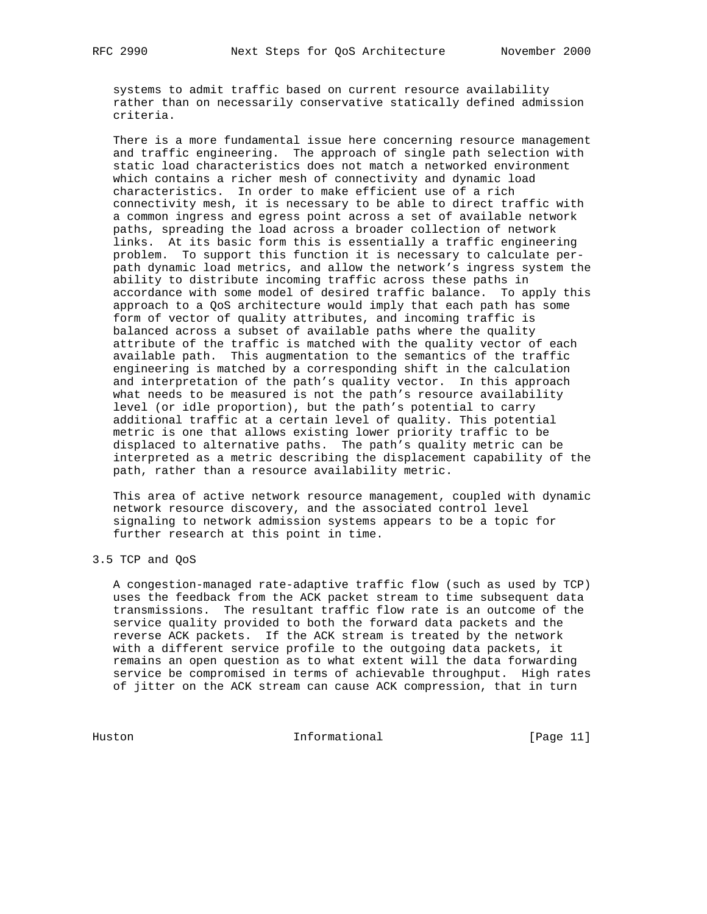systems to admit traffic based on current resource availability rather than on necessarily conservative statically defined admission criteria.

There is a more fundamental issue here concerning resource management and traffic engineering. The approach of single path selection with static load characteristics does not match a networked environment which contains a richer mesh of connectivity and dynamic load characteristics. In order to make efficient use of a rich connectivity mesh, it is necessary to be able to direct traffic with a common ingress and egress point across a set of available network paths, spreading the load across a broader collection of network links. At its basic form this is essentially a traffic engineering problem. To support this function it is necessary to calculate per-path dynamic load metrics, and allow the network's ingress system the ability to distribute incoming traffic across these paths in accordance with some model of desired traffic balance. To apply this approach to a QoS architecture would imply that each path has some form of vector of quality attributes, and incoming traffic is balanced across a subset of available paths where the quality attribute of the traffic is matched with the quality vector of each available path. This augmentation to the semantics of the traffic engineering is matched by a corresponding shift in the calculation and interpretation of the path's quality vector. In this approach what needs to be measured is not the path's resource availability level (or idle proportion), but the path's potential to carry additional traffic at a certain level of quality. This potential metric is one that allows existing lower priority traffic to be displaced to alternative paths. The path's quality metric can be interpreted as a metric describing the displacement capability of the path, rather than a resource availability metric.

This area of active network resource management, coupled with dynamic network resource discovery, and the associated control level signaling to network admission systems appears to be a topic for further research at this point in time.

## 3.5 TCP and QoS

A congestion-managed rate-adaptive traffic flow (such as used by TCP) uses the feedback from the ACK packet stream to time subsequent data transmissions. The resultant traffic flow rate is an outcome of the service quality provided to both the forward data packets and the reverse ACK packets. If the ACK stream is treated by the network with a different service profile to the outgoing data packets, it remains an open question as to what extent will the data forwarding service be compromised in terms of achievable throughput. High rates of jitter on the ACK stream can cause ACK compression, that in turn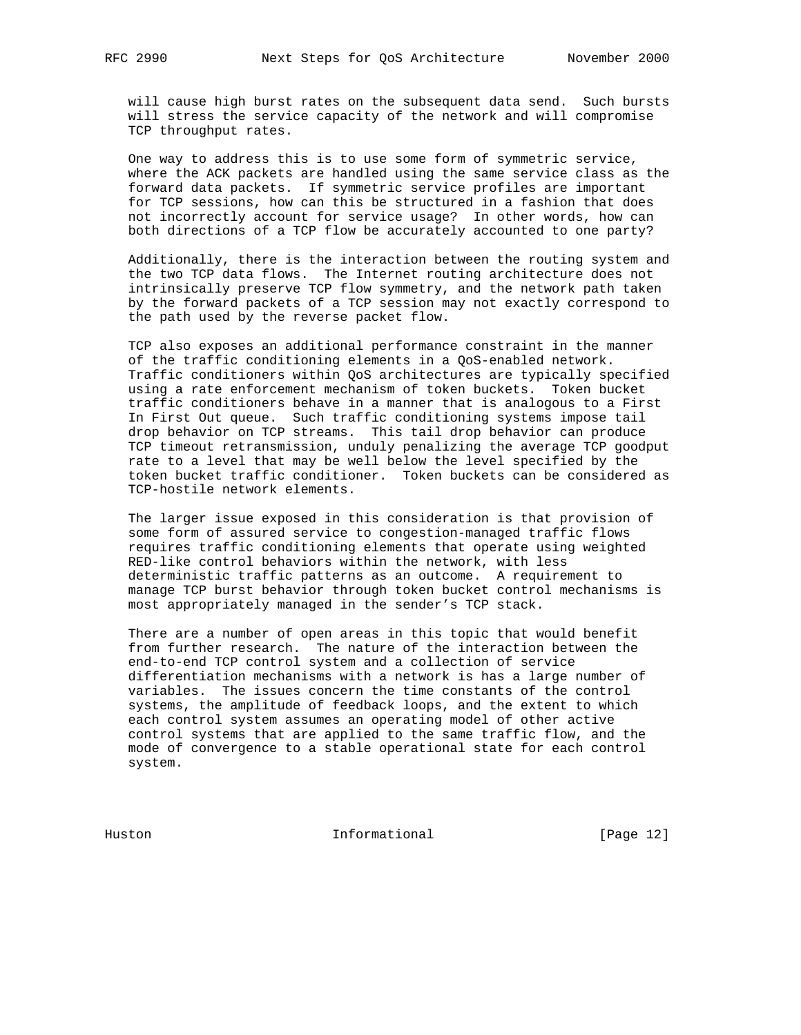will cause high burst rates on the subsequent data send. Such bursts will stress the service capacity of the network and will compromise TCP throughput rates.

One way to address this is to use some form of symmetric service, where the ACK packets are handled using the same service class as the forward data packets. If symmetric service profiles are important for TCP sessions, how can this be structured in a fashion that does not incorrectly account for service usage? In other words, how can both directions of a TCP flow be accurately accounted to one party?

Additionally, there is the interaction between the routing system and the two TCP data flows. The Internet routing architecture does not intrinsically preserve TCP flow symmetry, and the network path taken by the forward packets of a TCP session may not exactly correspond to the path used by the reverse packet flow.

TCP also exposes an additional performance constraint in the manner of the traffic conditioning elements in a QoS-enabled network. Traffic conditioners within QoS architectures are typically specified using a rate enforcement mechanism of token buckets. Token bucket traffic conditioners behave in a manner that is analogous to a First In First Out queue. Such traffic conditioning systems impose tail drop behavior on TCP streams. This tail drop behavior can produce TCP timeout retransmission, unduly penalizing the average TCP goodput rate to a level that may be well below the level specified by the token bucket traffic conditioner. Token buckets can be considered as TCP-hostile network elements.

The larger issue exposed in this consideration is that provision of some form of assured service to congestion-managed traffic flows requires traffic conditioning elements that operate using weighted RED-like control behaviors within the network, with less deterministic traffic patterns as an outcome. A requirement to manage TCP burst behavior through token bucket control mechanisms is most appropriately managed in the sender's TCP stack.

There are a number of open areas in this topic that would benefit from further research. The nature of the interaction between the end-to-end TCP control system and a collection of service differentiation mechanisms with a network is has a large number of variables. The issues concern the time constants of the control systems, the amplitude of feedback loops, and the extent to which each control system assumes an operating model of other active control systems that are applied to the same traffic flow, and the mode of convergence to a stable operational state for each control system.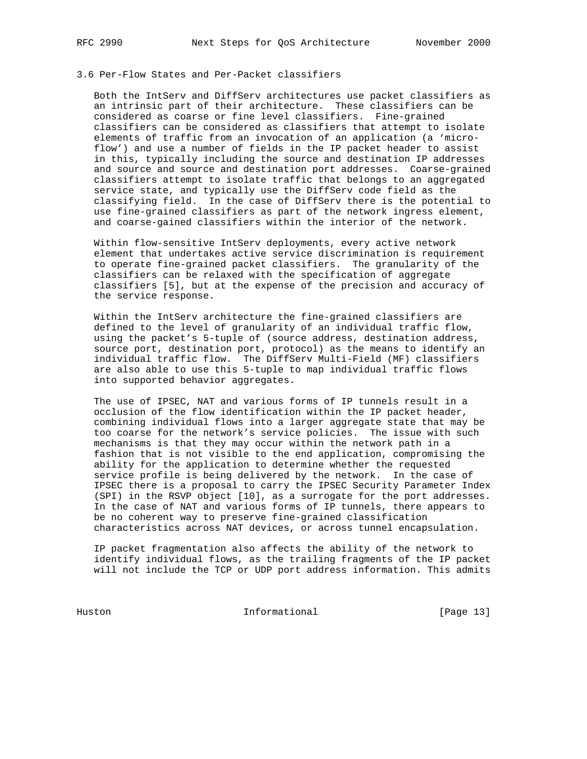### 3.6 Per-Flow States and Per-Packet classifiers

Both the IntServ and DiffServ architectures use packet classifiers as an intrinsic part of their architecture. These classifiers can be considered as coarse or fine level classifiers. Fine-grained classifiers can be considered as classifiers that attempt to isolate elements of traffic from an invocation of an application (a 'micro-flow') and use a number of fields in the IP packet header to assist in this, typically including the source and destination IP addresses and source and source and destination port addresses. Coarse-grained classifiers attempt to isolate traffic that belongs to an aggregated service state, and typically use the DiffServ code field as the classifying field. In the case of DiffServ there is the potential to use fine-grained classifiers as part of the network ingress element, and coarse-gained classifiers within the interior of the network.

Within flow-sensitive IntServ deployments, every active network element that undertakes active service discrimination is requirement to operate fine-grained packet classifiers. The granularity of the classifiers can be relaxed with the specification of aggregate classifiers [5], but at the expense of the precision and accuracy of the service response.

Within the IntServ architecture the fine-grained classifiers are defined to the level of granularity of an individual traffic flow, using the packet's 5-tuple of (source address, destination address, source port, destination port, protocol) as the means to identify an individual traffic flow. The DiffServ Multi-Field (MF) classifiers are also able to use this 5-tuple to map individual traffic flows into supported behavior aggregates.

The use of IPSEC, NAT and various forms of IP tunnels result in a occlusion of the flow identification within the IP packet header, combining individual flows into a larger aggregate state that may be too coarse for the network's service policies. The issue with such mechanisms is that they may occur within the network path in a fashion that is not visible to the end application, compromising the ability for the application to determine whether the requested service profile is being delivered by the network. In the case of IPSEC there is a proposal to carry the IPSEC Security Parameter Index (SPI) in the RSVP object [10], as a surrogate for the port addresses. In the case of NAT and various forms of IP tunnels, there appears to be no coherent way to preserve fine-grained classification characteristics across NAT devices, or across tunnel encapsulation.

IP packet fragmentation also affects the ability of the network to identify individual flows, as the trailing fragments of the IP packet will not include the TCP or UDP port address information. This admits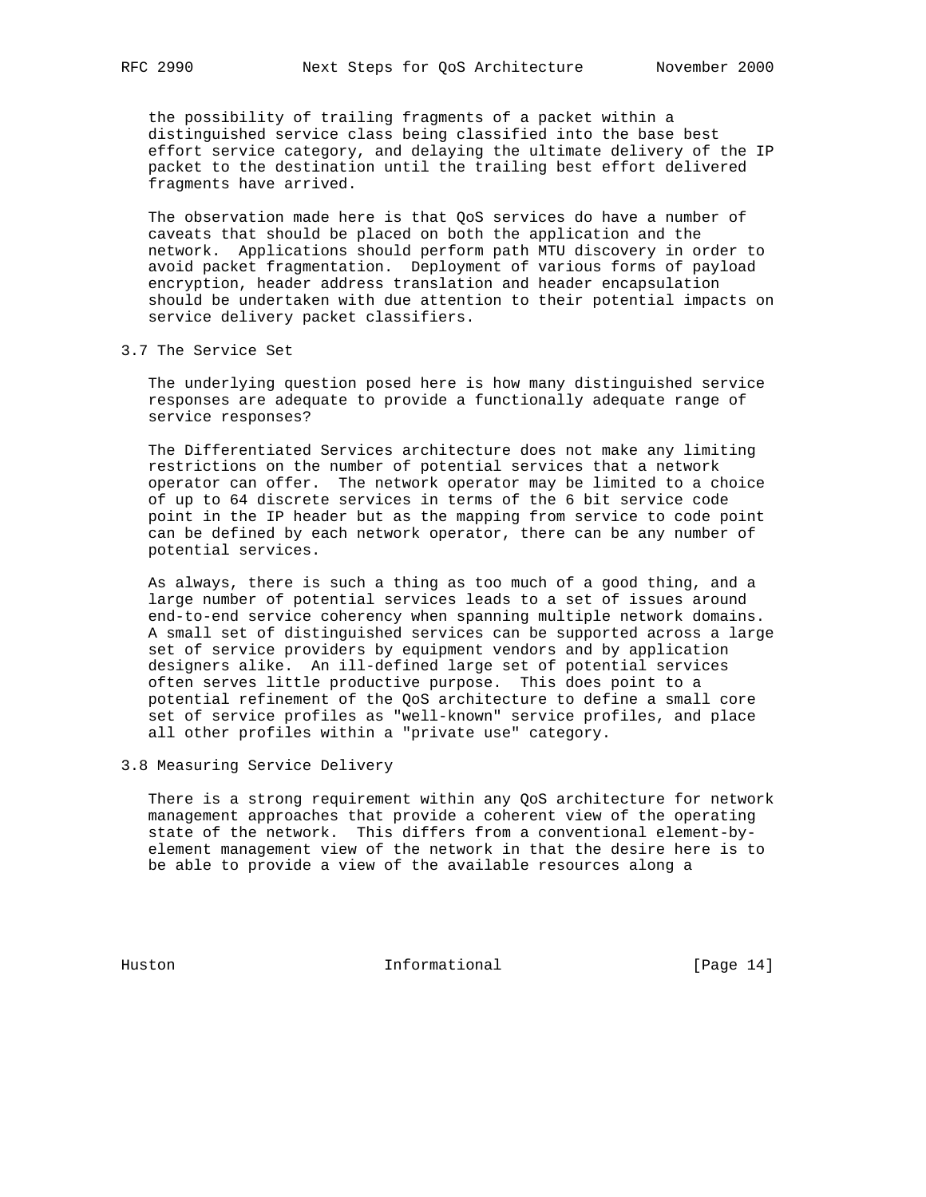the possibility of trailing fragments of a packet within a distinguished service class being classified into the base best effort service category, and delaying the ultimate delivery of the IP packet to the destination until the trailing best effort delivered fragments have arrived.

The observation made here is that QoS services do have a number of caveats that should be placed on both the application and the network. Applications should perform path MTU discovery in order to avoid packet fragmentation. Deployment of various forms of payload encryption, header address translation and header encapsulation should be undertaken with due attention to their potential impacts on service delivery packet classifiers.

### 3.7 The Service Set

The underlying question posed here is how many distinguished service responses are adequate to provide a functionally adequate range of service responses?

The Differentiated Services architecture does not make any limiting restrictions on the number of potential services that a network operator can offer. The network operator may be limited to a choice of up to 64 discrete services in terms of the 6 bit service code point in the IP header but as the mapping from service to code point can be defined by each network operator, there can be any number of potential services.

As always, there is such a thing as too much of a good thing, and a large number of potential services leads to a set of issues around end-to-end service coherency when spanning multiple network domains. A small set of distinguished services can be supported across a large set of service providers by equipment vendors and by application designers alike. An ill-defined large set of potential services often serves little productive purpose. This does point to a potential refinement of the QoS architecture to define a small core set of service profiles as "well-known" service profiles, and place all other profiles within a "private use" category.

### 3.8 Measuring Service Delivery

There is a strong requirement within any QoS architecture for network management approaches that provide a coherent view of the operating state of the network. This differs from a conventional element-by-element management view of the network in that the desire here is to be able to provide a view of the available resources along a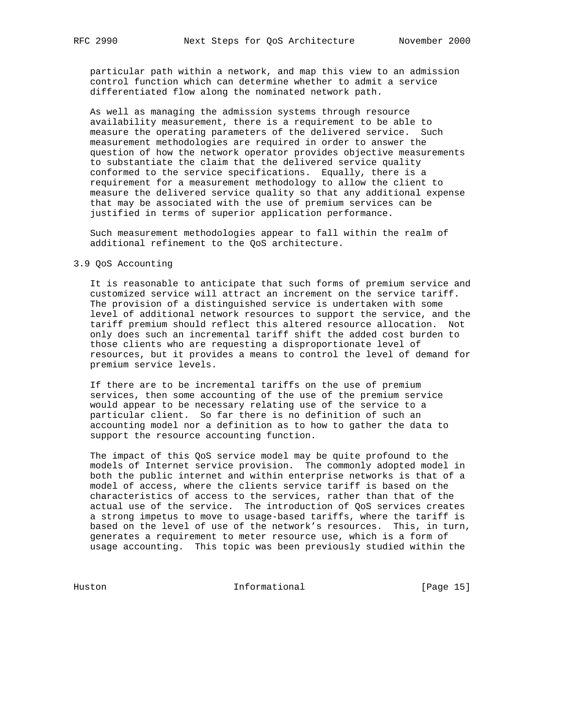particular path within a network, and map this view to an admission control function which can determine whether to admit a service differentiated flow along the nominated network path.

As well as managing the admission systems through resource availability measurement, there is a requirement to be able to measure the operating parameters of the delivered service. Such measurement methodologies are required in order to answer the question of how the network operator provides objective measurements to substantiate the claim that the delivered service quality conformed to the service specifications. Equally, there is a requirement for a measurement methodology to allow the client to measure the delivered service quality so that any additional expense that may be associated with the use of premium services can be justified in terms of superior application performance.

Such measurement methodologies appear to fall within the realm of additional refinement to the QoS architecture.

## 3.9 QoS Accounting

It is reasonable to anticipate that such forms of premium service and customized service will attract an increment on the service tariff. The provision of a distinguished service is undertaken with some level of additional network resources to support the service, and the tariff premium should reflect this altered resource allocation. Not only does such an incremental tariff shift the added cost burden to those clients who are requesting a disproportionate level of resources, but it provides a means to control the level of demand for premium service levels.

If there are to be incremental tariffs on the use of premium services, then some accounting of the use of the premium service would appear to be necessary relating use of the service to a particular client. So far there is no definition of such an accounting model nor a definition as to how to gather the data to support the resource accounting function.

The impact of this QoS service model may be quite profound to the models of Internet service provision. The commonly adopted model in both the public internet and within enterprise networks is that of a model of access, where the clients service tariff is based on the characteristics of access to the services, rather than that of the actual use of the service. The introduction of QoS services creates a strong impetus to move to usage-based tariffs, where the tariff is based on the level of use of the network's resources. This, in turn, generates a requirement to meter resource use, which is a form of usage accounting. This topic was been previously studied within the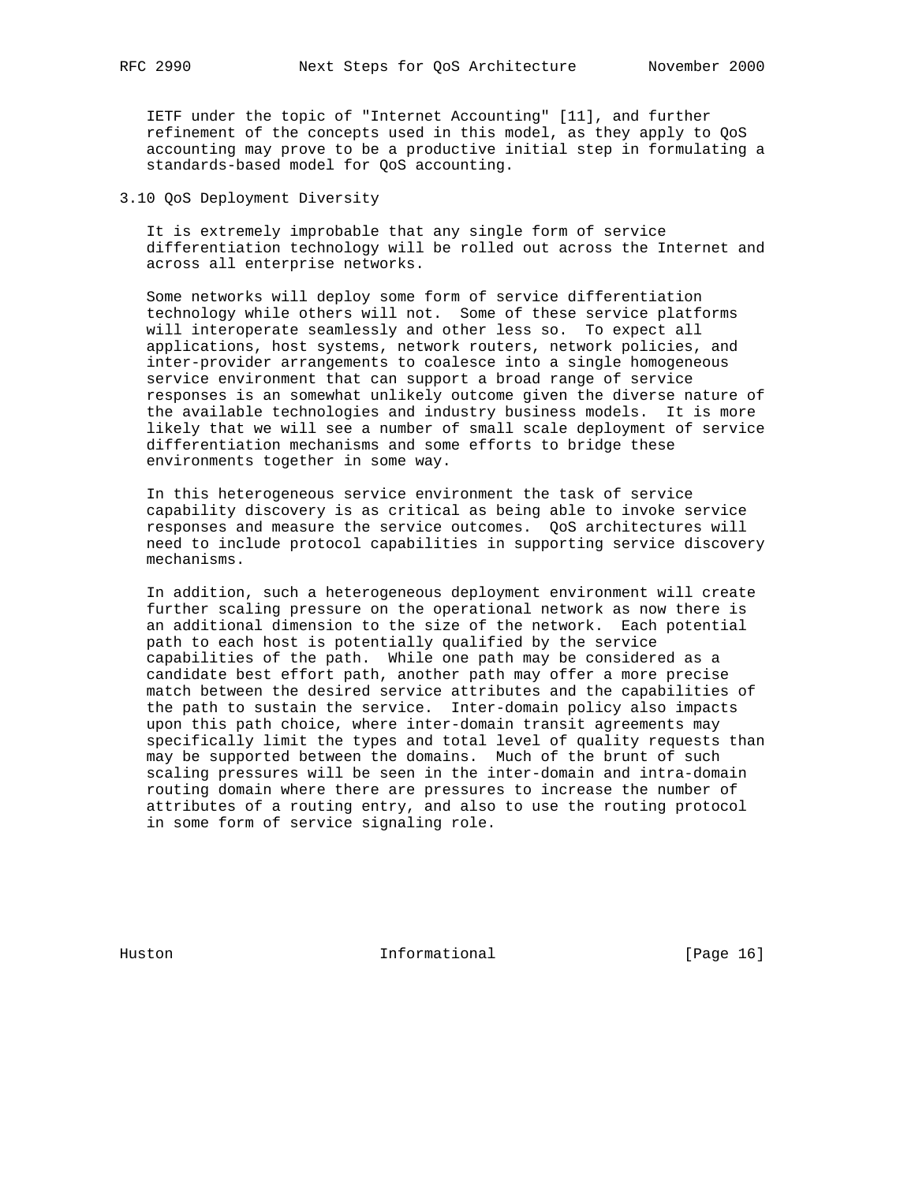IETF under the topic of "Internet Accounting" [11], and further refinement of the concepts used in this model, as they apply to QoS accounting may prove to be a productive initial step in formulating a standards-based model for QoS accounting.

### 3.10 QoS Deployment Diversity

It is extremely improbable that any single form of service differentiation technology will be rolled out across the Internet and across all enterprise networks.

Some networks will deploy some form of service differentiation technology while others will not. Some of these service platforms will interoperate seamlessly and other less so. To expect all applications, host systems, network routers, network policies, and inter-provider arrangements to coalesce into a single homogeneous service environment that can support a broad range of service responses is an somewhat unlikely outcome given the diverse nature of the available technologies and industry business models. It is more likely that we will see a number of small scale deployment of service differentiation mechanisms and some efforts to bridge these environments together in some way.

In this heterogeneous service environment the task of service capability discovery is as critical as being able to invoke service responses and measure the service outcomes. QoS architectures will need to include protocol capabilities in supporting service discovery mechanisms.

In addition, such a heterogeneous deployment environment will create further scaling pressure on the operational network as now there is an additional dimension to the size of the network. Each potential path to each host is potentially qualified by the service capabilities of the path. While one path may be considered as a candidate best effort path, another path may offer a more precise match between the desired service attributes and the capabilities of the path to sustain the service. Inter-domain policy also impacts upon this path choice, where inter-domain transit agreements may specifically limit the types and total level of quality requests than may be supported between the domains. Much of the brunt of such scaling pressures will be seen in the inter-domain and intra-domain routing domain where there are pressures to increase the number of attributes of a routing entry, and also to use the routing protocol in some form of service signaling role.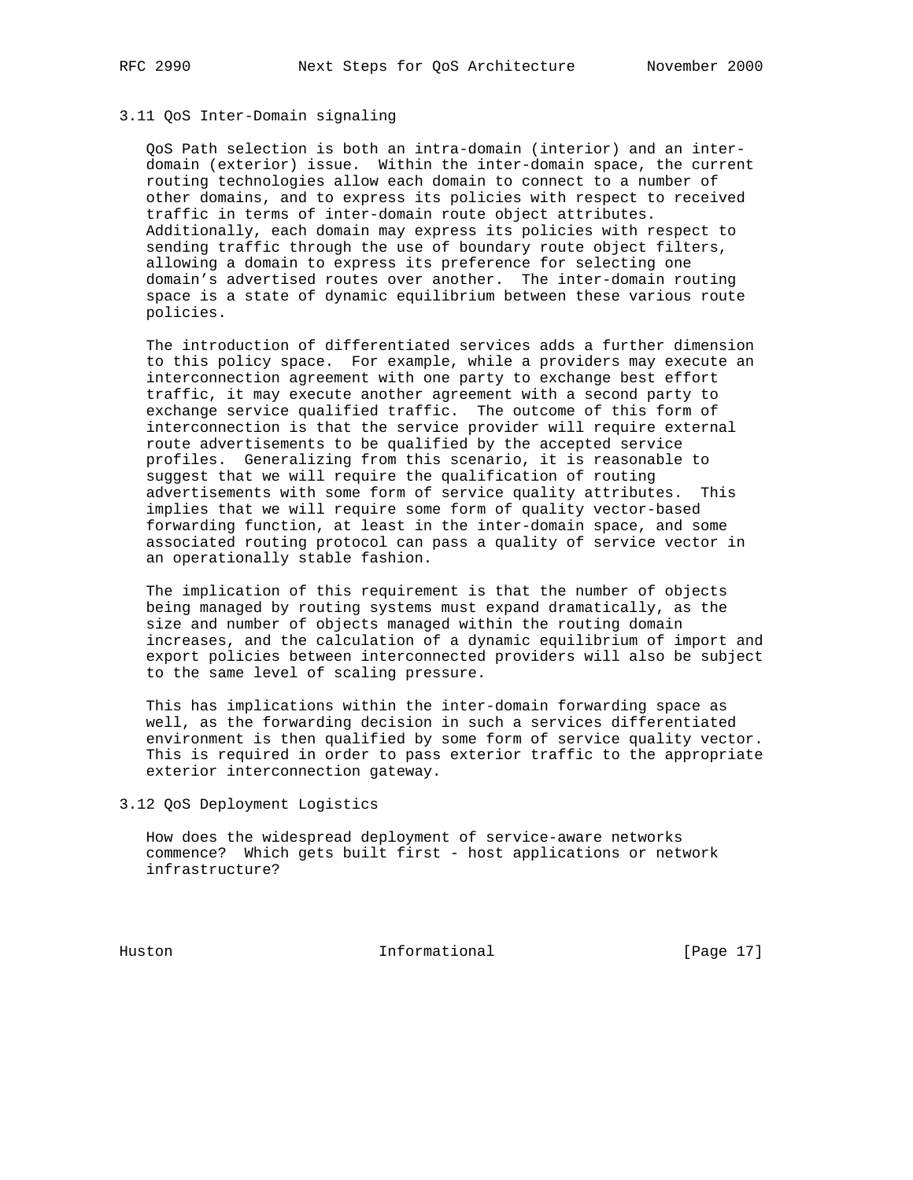### 3.11 QoS Inter-Domain signaling

QoS Path selection is both an intra-domain (interior) and an inter-domain (exterior) issue. Within the inter-domain space, the current routing technologies allow each domain to connect to a number of other domains, and to express its policies with respect to received traffic in terms of inter-domain route object attributes. Additionally, each domain may express its policies with respect to sending traffic through the use of boundary route object filters, allowing a domain to express its preference for selecting one domain's advertised routes over another. The inter-domain routing space is a state of dynamic equilibrium between these various route policies.

The introduction of differentiated services adds a further dimension to this policy space. For example, while a providers may execute an interconnection agreement with one party to exchange best effort traffic, it may execute another agreement with a second party to exchange service qualified traffic. The outcome of this form of interconnection is that the service provider will require external route advertisements to be qualified by the accepted service profiles. Generalizing from this scenario, it is reasonable to suggest that we will require the qualification of routing advertisements with some form of service quality attributes. This implies that we will require some form of quality vector-based forwarding function, at least in the inter-domain space, and some associated routing protocol can pass a quality of service vector in an operationally stable fashion.

The implication of this requirement is that the number of objects being managed by routing systems must expand dramatically, as the size and number of objects managed within the routing domain increases, and the calculation of a dynamic equilibrium of import and export policies between interconnected providers will also be subject to the same level of scaling pressure.

This has implications within the inter-domain forwarding space as well, as the forwarding decision in such a services differentiated environment is then qualified by some form of service quality vector. This is required in order to pass exterior traffic to the appropriate exterior interconnection gateway.

### 3.12 QoS Deployment Logistics

How does the widespread deployment of service-aware networks commence? Which gets built first - host applications or network infrastructure?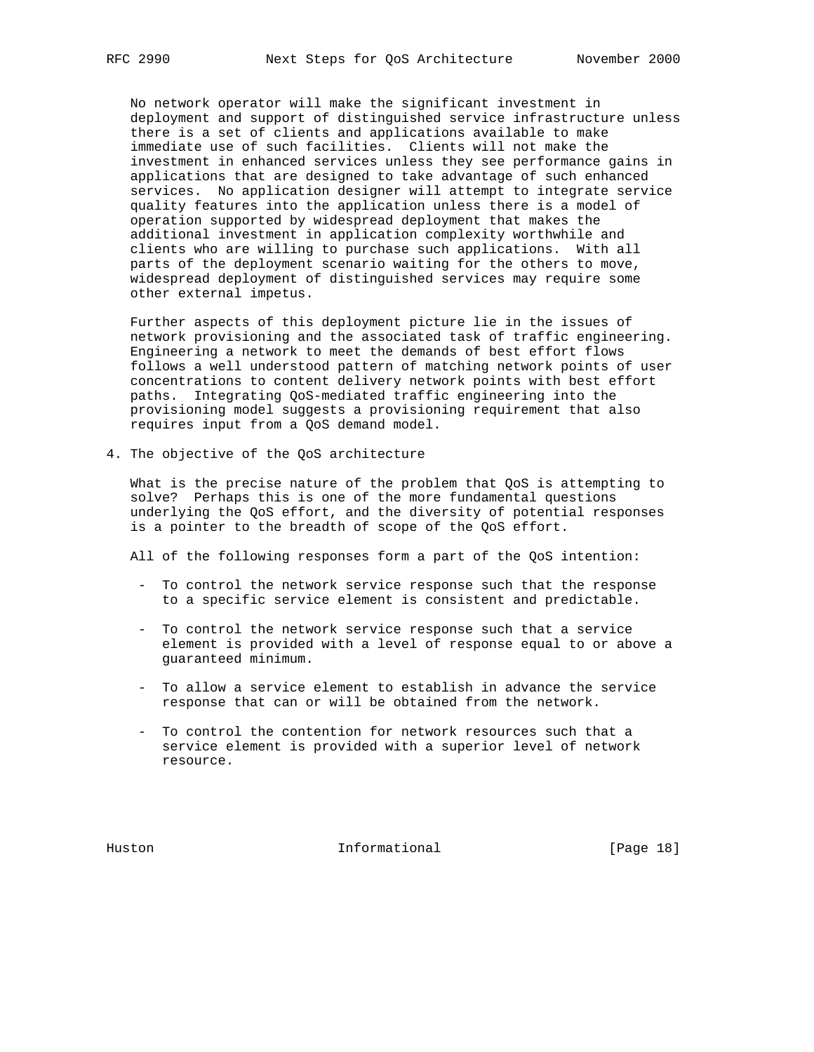No network operator will make the significant investment in deployment and support of distinguished service infrastructure unless there is a set of clients and applications available to make immediate use of such facilities. Clients will not make the investment in enhanced services unless they see performance gains in applications that are designed to take advantage of such enhanced services. No application designer will attempt to integrate service quality features into the application unless there is a model of operation supported by widespread deployment that makes the additional investment in application complexity worthwhile and clients who are willing to purchase such applications. With all parts of the deployment scenario waiting for the others to move, widespread deployment of distinguished services may require some other external impetus.

Further aspects of this deployment picture lie in the issues of network provisioning and the associated task of traffic engineering. Engineering a network to meet the demands of best effort flows follows a well understood pattern of matching network points of user concentrations to content delivery network points with best effort paths. Integrating QoS-mediated traffic engineering into the provisioning model suggests a provisioning requirement that also requires input from a QoS demand model.

## 4. The objective of the QoS architecture

What is the precise nature of the problem that QoS is attempting to solve? Perhaps this is one of the more fundamental questions underlying the QoS effort, and the diversity of potential responses is a pointer to the breadth of scope of the QoS effort.

All of the following responses form a part of the QoS intention:

- To control the network service response such that the response to a specific service element is consistent and predictable.

- To control the network service response such that a service element is provided with a level of response equal to or above a guaranteed minimum.

- To allow a service element to establish in advance the service response that can or will be obtained from the network.

- To control the contention for network resources such that a service element is provided with a superior level of network resource.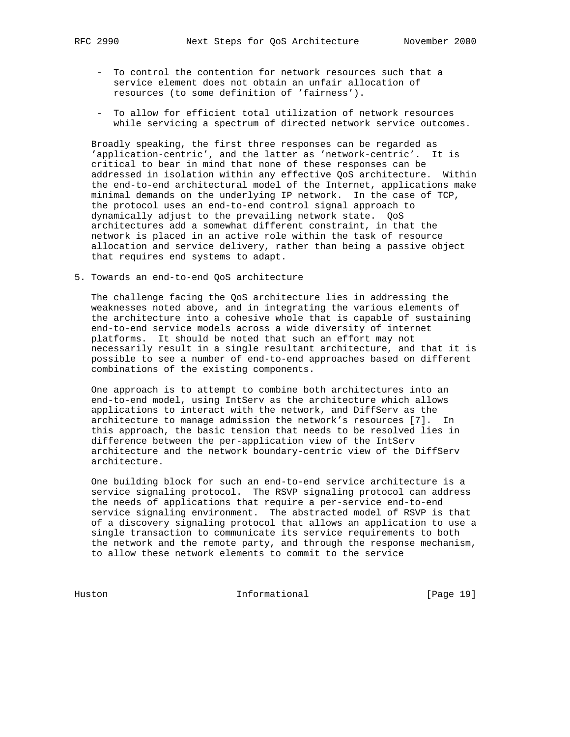- To control the contention for network resources such that a service element does not obtain an unfair allocation of resources (to some definition of 'fairness').

- To allow for efficient total utilization of network resources while servicing a spectrum of directed network service outcomes.

Broadly speaking, the first three responses can be regarded as 'application-centric', and the latter as 'network-centric'. It is critical to bear in mind that none of these responses can be addressed in isolation within any effective QoS architecture. Within the end-to-end architectural model of the Internet, applications make minimal demands on the underlying IP network. In the case of TCP, the protocol uses an end-to-end control signal approach to dynamically adjust to the prevailing network state. QoS architectures add a somewhat different constraint, in that the network is placed in an active role within the task of resource allocation and service delivery, rather than being a passive object that requires end systems to adapt.

## 5. Towards an end-to-end QoS architecture

The challenge facing the QoS architecture lies in addressing the weaknesses noted above, and in integrating the various elements of the architecture into a cohesive whole that is capable of sustaining end-to-end service models across a wide diversity of internet platforms. It should be noted that such an effort may not necessarily result in a single resultant architecture, and that it is possible to see a number of end-to-end approaches based on different combinations of the existing components.

One approach is to attempt to combine both architectures into an end-to-end model, using IntServ as the architecture which allows applications to interact with the network, and DiffServ as the architecture to manage admission the network's resources [7]. In this approach, the basic tension that needs to be resolved lies in difference between the per-application view of the IntServ architecture and the network boundary-centric view of the DiffServ architecture.

One building block for such an end-to-end service architecture is a service signaling protocol. The RSVP signaling protocol can address the needs of applications that require a per-service end-to-end service signaling environment. The abstracted model of RSVP is that of a discovery signaling protocol that allows an application to use a single transaction to communicate its service requirements to both the network and the remote party, and through the response mechanism, to allow these network elements to commit to the service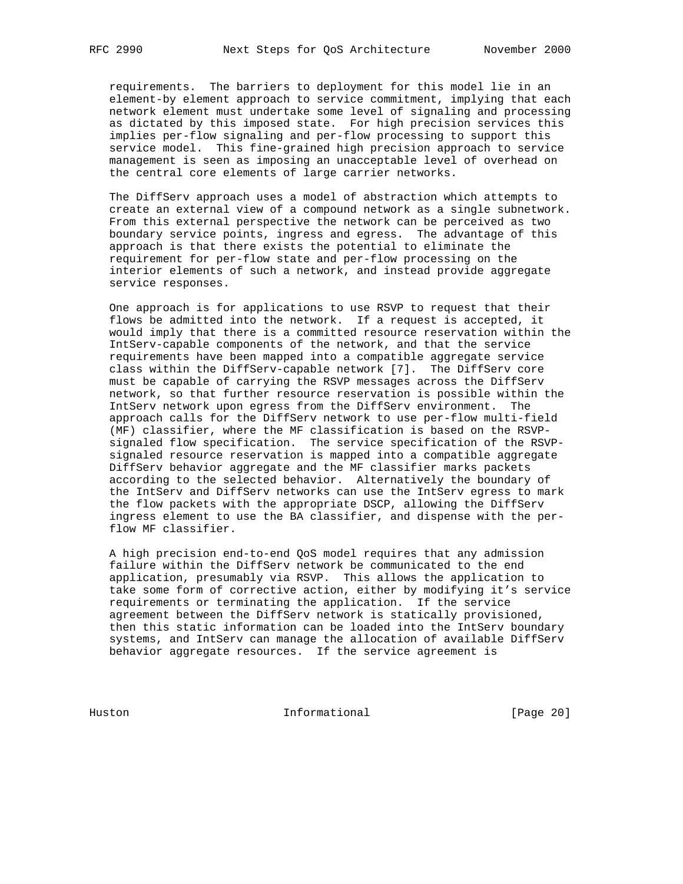requirements. The barriers to deployment for this model lie in an element-by element approach to service commitment, implying that each network element must undertake some level of signaling and processing as dictated by this imposed state. For high precision services this implies per-flow signaling and per-flow processing to support this service model. This fine-grained high precision approach to service management is seen as imposing an unacceptable level of overhead on the central core elements of large carrier networks.

The DiffServ approach uses a model of abstraction which attempts to create an external view of a compound network as a single subnetwork. From this external perspective the network can be perceived as two boundary service points, ingress and egress. The advantage of this approach is that there exists the potential to eliminate the requirement for per-flow state and per-flow processing on the interior elements of such a network, and instead provide aggregate service responses.

One approach is for applications to use RSVP to request that their flows be admitted into the network. If a request is accepted, it would imply that there is a committed resource reservation within the IntServ-capable components of the network, and that the service requirements have been mapped into a compatible aggregate service class within the DiffServ-capable network [7]. The DiffServ core must be capable of carrying the RSVP messages across the DiffServ network, so that further resource reservation is possible within the IntServ network upon egress from the DiffServ environment. The approach calls for the DiffServ network to use per-flow multi-field (MF) classifier, where the MF classification is based on the RSVP-signaled flow specification. The service specification of the RSVP-signaled resource reservation is mapped into a compatible aggregate DiffServ behavior aggregate and the MF classifier marks packets according to the selected behavior. Alternatively the boundary of the IntServ and DiffServ networks can use the IntServ egress to mark the flow packets with the appropriate DSCP, allowing the DiffServ ingress element to use the BA classifier, and dispense with the per-flow MF classifier.

A high precision end-to-end QoS model requires that any admission failure within the DiffServ network be communicated to the end application, presumably via RSVP. This allows the application to take some form of corrective action, either by modifying it's service requirements or terminating the application. If the service agreement between the DiffServ network is statically provisioned, then this static information can be loaded into the IntServ boundary systems, and IntServ can manage the allocation of available DiffServ behavior aggregate resources. If the service agreement is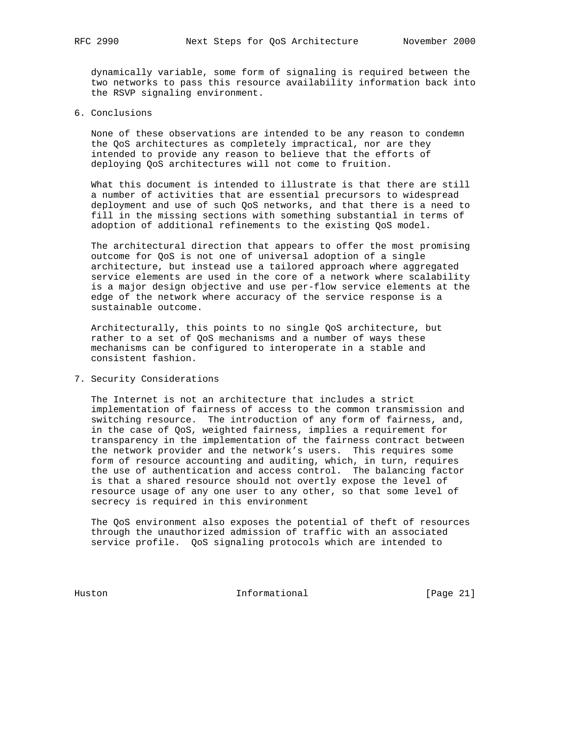dynamically variable, some form of signaling is required between the two networks to pass this resource availability information back into the RSVP signaling environment.

## 6. Conclusions

None of these observations are intended to be any reason to condemn the QoS architectures as completely impractical, nor are they intended to provide any reason to believe that the efforts of deploying QoS architectures will not come to fruition.

What this document is intended to illustrate is that there are still a number of activities that are essential precursors to widespread deployment and use of such QoS networks, and that there is a need to fill in the missing sections with something substantial in terms of adoption of additional refinements to the existing QoS model.

The architectural direction that appears to offer the most promising outcome for QoS is not one of universal adoption of a single architecture, but instead use a tailored approach where aggregated service elements are used in the core of a network where scalability is a major design objective and use per-flow service elements at the edge of the network where accuracy of the service response is a sustainable outcome.

Architecturally, this points to no single QoS architecture, but rather to a set of QoS mechanisms and a number of ways these mechanisms can be configured to interoperate in a stable and consistent fashion.

## 7. Security Considerations

The Internet is not an architecture that includes a strict implementation of fairness of access to the common transmission and switching resource. The introduction of any form of fairness, and, in the case of QoS, weighted fairness, implies a requirement for transparency in the implementation of the fairness contract between the network provider and the network's users. This requires some form of resource accounting and auditing, which, in turn, requires the use of authentication and access control. The balancing factor is that a shared resource should not overtly expose the level of resource usage of any one user to any other, so that some level of secrecy is required in this environment

The QoS environment also exposes the potential of theft of resources through the unauthorized admission of traffic with an associated service profile. QoS signaling protocols which are intended to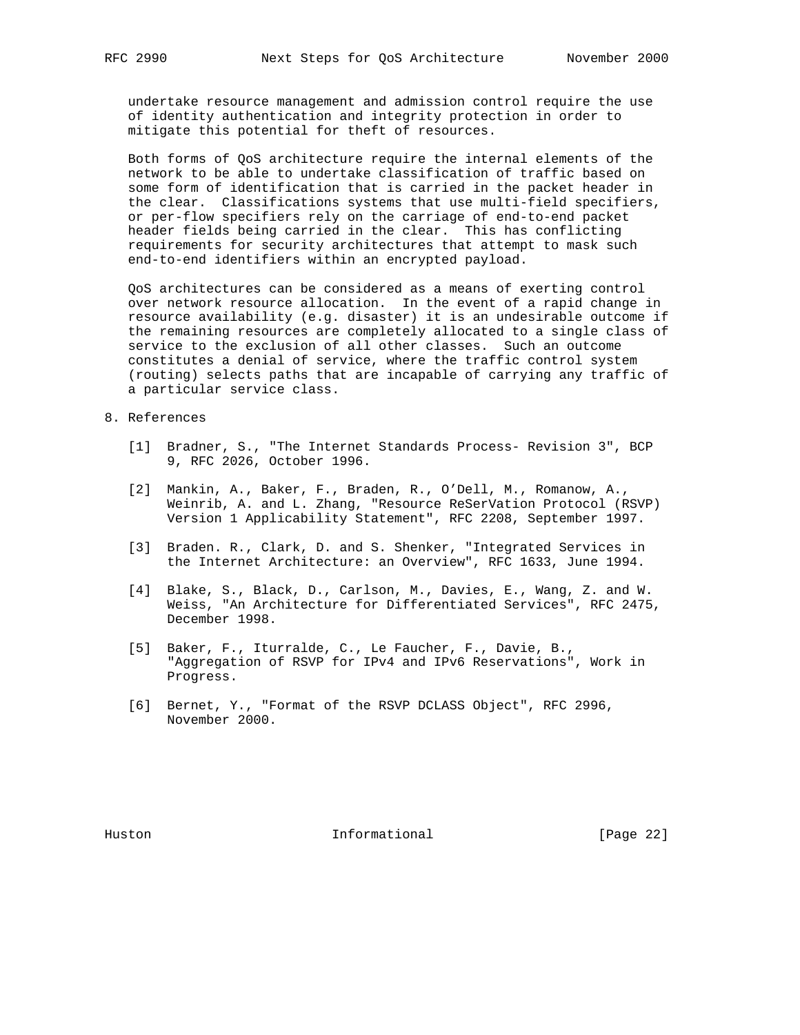undertake resource management and admission control require the use of identity authentication and integrity protection in order to mitigate this potential for theft of resources.

Both forms of QoS architecture require the internal elements of the network to be able to undertake classification of traffic based on some form of identification that is carried in the packet header in the clear. Classifications systems that use multi-field specifiers, or per-flow specifiers rely on the carriage of end-to-end packet header fields being carried in the clear. This has conflicting requirements for security architectures that attempt to mask such end-to-end identifiers within an encrypted payload.

QoS architectures can be considered as a means of exerting control over network resource allocation. In the event of a rapid change in resource availability (e.g. disaster) it is an undesirable outcome if the remaining resources are completely allocated to a single class of service to the exclusion of all other classes. Such an outcome constitutes a denial of service, where the traffic control system (routing) selects paths that are incapable of carrying any traffic of a particular service class.

## 8. References

[1] Bradner, S., "The Internet Standards Process- Revision 3", BCP 9, RFC 2026, October 1996.

[2] Mankin, A., Baker, F., Braden, R., O'Dell, M., Romanow, A., Weinrib, A. and L. Zhang, "Resource ReSerVation Protocol (RSVP) Version 1 Applicability Statement", RFC 2208, September 1997.

[3] Braden. R., Clark, D. and S. Shenker, "Integrated Services in the Internet Architecture: an Overview", RFC 1633, June 1994.

[4] Blake, S., Black, D., Carlson, M., Davies, E., Wang, Z. and W. Weiss, "An Architecture for Differentiated Services", RFC 2475, December 1998.

[5] Baker, F., Iturralde, C., Le Faucher, F., Davie, B., "Aggregation of RSVP for IPv4 and IPv6 Reservations", Work in Progress.

[6] Bernet, Y., "Format of the RSVP DCLASS Object", RFC 2996, November 2000.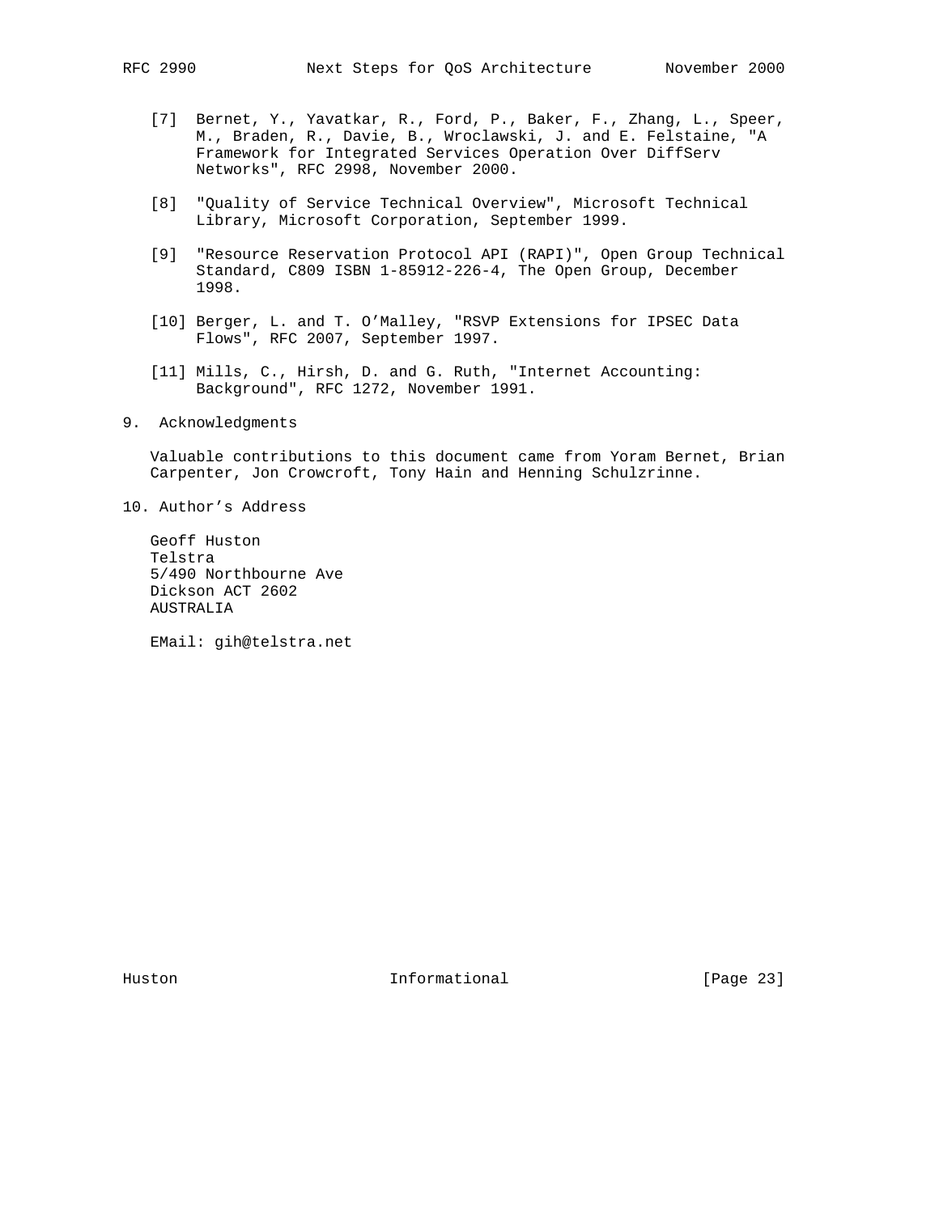[7] Bernet, Y., Yavatkar, R., Ford, P., Baker, F., Zhang, L., Speer, M., Braden, R., Davie, B., Wroclawski, J. and E. Felstaine, "A Framework for Integrated Services Operation Over DiffServ Networks", RFC 2998, November 2000.

[8] "Quality of Service Technical Overview", Microsoft Technical Library, Microsoft Corporation, September 1999.

[9] "Resource Reservation Protocol API (RAPI)", Open Group Technical Standard, C809 ISBN 1-85912-226-4, The Open Group, December 1998.

[10] Berger, L. and T. O'Malley, "RSVP Extensions for IPSEC Data Flows", RFC 2007, September 1997.

[11] Mills, C., Hirsh, D. and G. Ruth, "Internet Accounting: Background", RFC 1272, November 1991.

## 9. Acknowledgments

Valuable contributions to this document came from Yoram Bernet, Brian Carpenter, Jon Crowcroft, Tony Hain and Henning Schulzrinne.

## 10. Author's Address

Geoff Huston
Telstra
5/490 Northbourne Ave
Dickson ACT 2602
AUSTRALIA

EMail: gih@telstra.net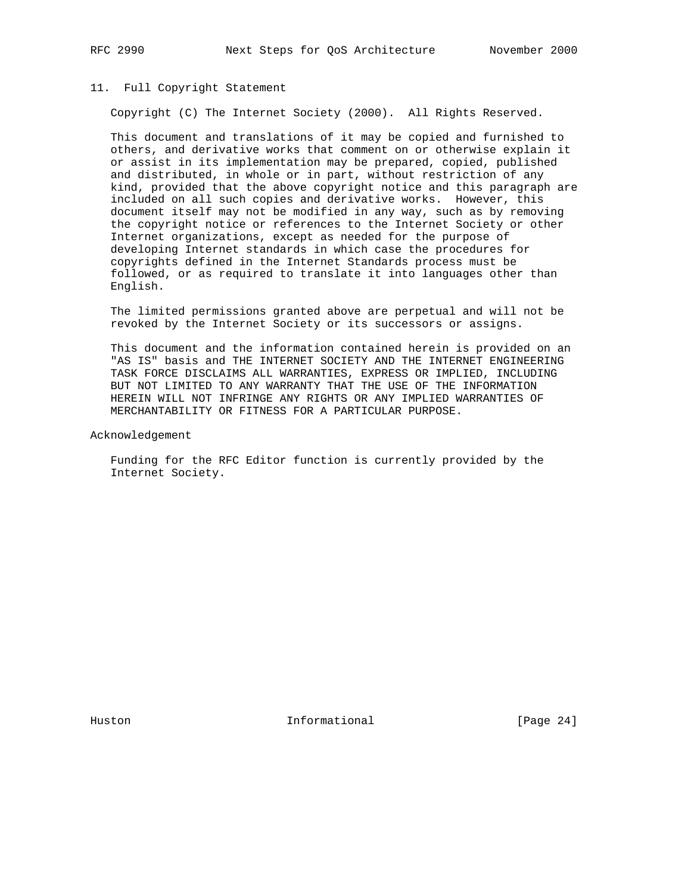## 11. Full Copyright Statement

Copyright (C) The Internet Society (2000). All Rights Reserved.

This document and translations of it may be copied and furnished to others, and derivative works that comment on or otherwise explain it or assist in its implementation may be prepared, copied, published and distributed, in whole or in part, without restriction of any kind, provided that the above copyright notice and this paragraph are included on all such copies and derivative works. However, this document itself may not be modified in any way, such as by removing the copyright notice or references to the Internet Society or other Internet organizations, except as needed for the purpose of developing Internet standards in which case the procedures for copyrights defined in the Internet Standards process must be followed, or as required to translate it into languages other than English.

The limited permissions granted above are perpetual and will not be revoked by the Internet Society or its successors or assigns.

This document and the information contained herein is provided on an "AS IS" basis and THE INTERNET SOCIETY AND THE INTERNET ENGINEERING TASK FORCE DISCLAIMS ALL WARRANTIES, EXPRESS OR IMPLIED, INCLUDING BUT NOT LIMITED TO ANY WARRANTY THAT THE USE OF THE INFORMATION HEREIN WILL NOT INFRINGE ANY RIGHTS OR ANY IMPLIED WARRANTIES OF MERCHANTABILITY OR FITNESS FOR A PARTICULAR PURPOSE.

## Acknowledgement

Funding for the RFC Editor function is currently provided by the Internet Society.